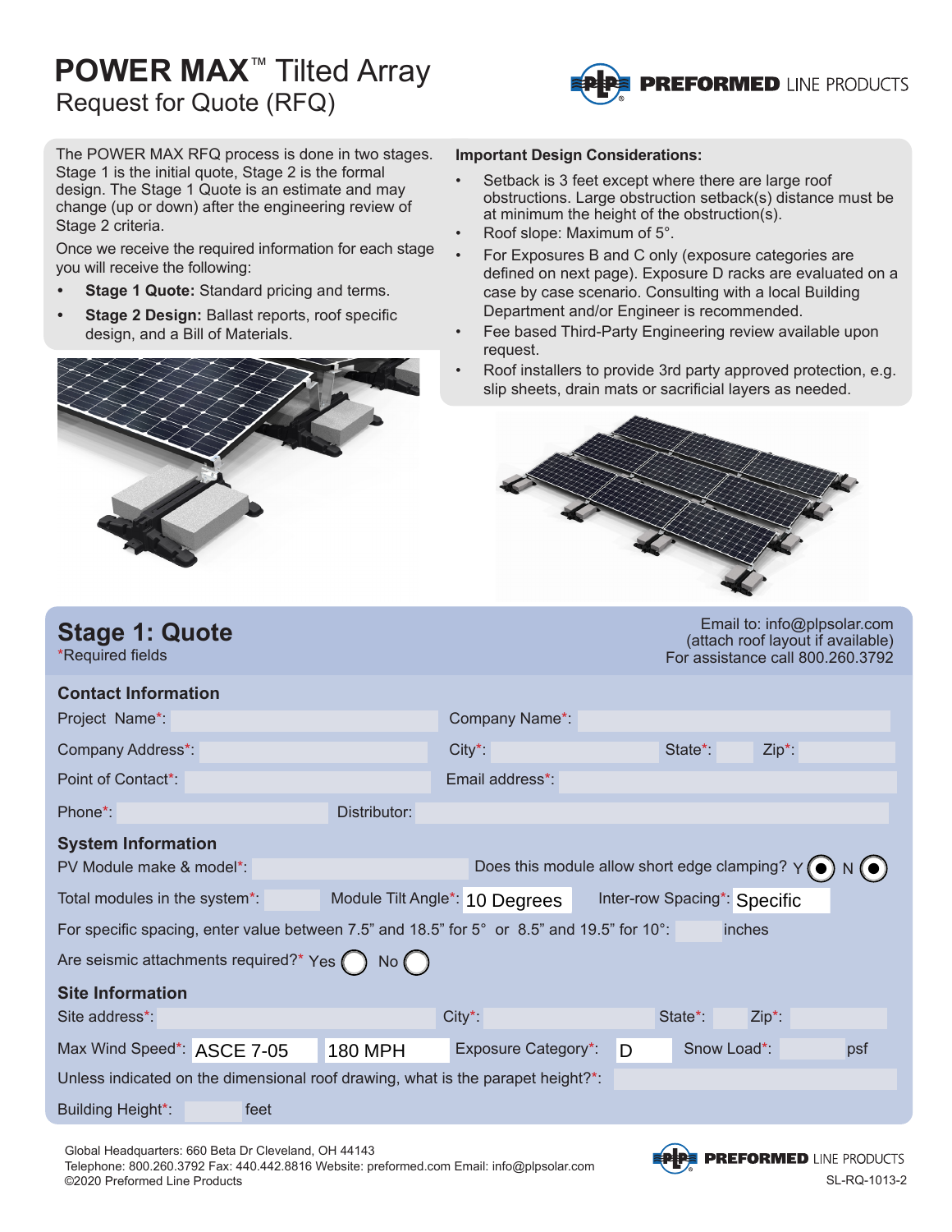# POWER MAX™ Tilted Array
Request for Quote (RFQ)

PREFORMED LINE PRODUCTS

The POWER MAX RFQ process is done in two stages. Stage 1 is the initial quote, Stage 2 is the formal design. The Stage 1 Quote is an estimate and may change (up or down) after the engineering review of Stage 2 criteria.

Once we receive the required information for each stage you will receive the following:

- **Stage 1 Quote:** Standard pricing and terms.
- **Stage 2 Design:** Ballast reports, roof specific design, and a Bill of Materials.

**Important Design Considerations:**

- Setback is 3 feet except where there are large roof obstructions. Large obstruction setback(s) distance must be at minimum the height of the obstruction(s).
- Roof slope: Maximum of 5°.
- For Exposures B and C only (exposure categories are defined on next page). Exposure D racks are evaluated on a case by case scenario. Consulting with a local Building Department and/or Engineer is recommended.
- Fee based Third-Party Engineering review available upon request.
- Roof installers to provide 3rd party approved protection, e.g. slip sheets, drain mats or sacrificial layers as needed.

## Stage 1: Quote

*Required fields

Email to: info@plpsolar.com
(attach roof layout if available)
For assistance call 800.260.3792

### Contact Information

Project Name*: ______ Company Name*: ______

Company Address*: ______ City*: ______ State*: ______ Zip*: ______

Point of Contact*: ______ Email address*: ______

Phone*: ______ Distributor: ______

### System Information

PV Module make & model*: ______ Does this module allow short edge clamping? Y (●) N (●)

Total modules in the system*: ______ Module Tilt Angle*: 10 Degrees Inter-row Spacing*: Specific

For specific spacing, enter value between 7.5" and 18.5" for 5° or 8.5" and 19.5" for 10°: ______ inches

Are seismic attachments required?* Yes ( ) No ( )

### Site Information

Site address*: ______ City*: ______ State*: ______ Zip*: ______

Max Wind Speed*: ASCE 7-05 180 MPH Exposure Category*: D Snow Load*: ______ psf

Unless indicated on the dimensional roof drawing, what is the parapet height?*: ______

Building Height*: ______ feet

Global Headquarters: 660 Beta Dr Cleveland, OH 44143
Telephone: 800.260.3792 Fax: 440.442.8816 Website: preformed.com Email: info@plpsolar.com
©2020 Preformed Line Products

SL-RQ-1013-2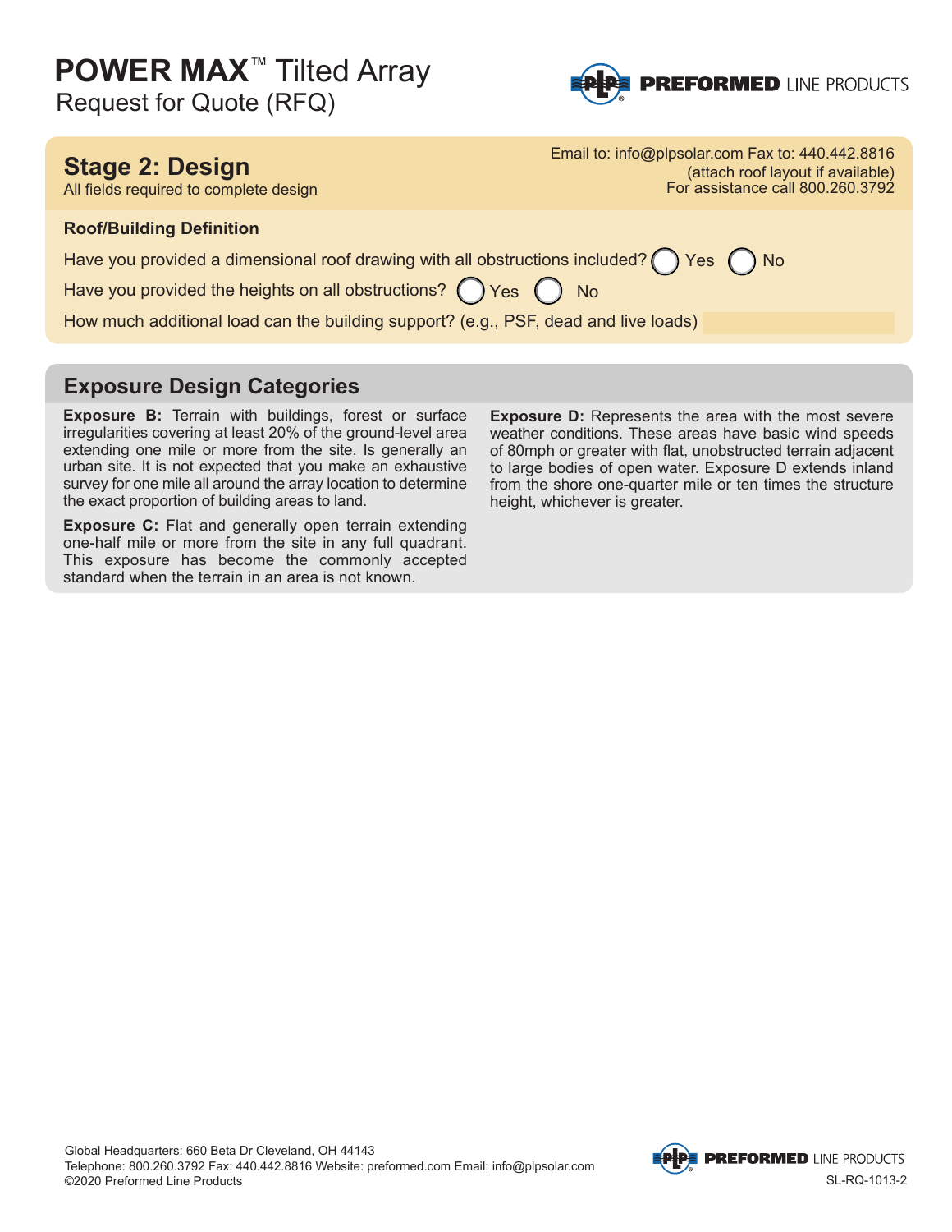# POWER MAX™ Tilted Array

Request for Quote (RFQ)

PREFORMED LINE PRODUCTS

## Stage 2: Design

All fields required to complete design

Email to: info@plpsolar.com Fax to: 440.442.8816
(attach roof layout if available)
For assistance call 800.260.3792

### Roof/Building Definition

Have you provided a dimensional roof drawing with all obstructions included? ◯ Yes ◯ No

Have you provided the heights on all obstructions? ◯ Yes ◯ No

How much additional load can the building support? (e.g., PSF, dead and live loads)

## Exposure Design Categories

**Exposure B:** Terrain with buildings, forest or surface irregularities covering at least 20% of the ground-level area extending one mile or more from the site. Is generally an urban site. It is not expected that you make an exhaustive survey for one mile all around the array location to determine the exact proportion of building areas to land.

**Exposure C:** Flat and generally open terrain extending one-half mile or more from the site in any full quadrant. This exposure has become the commonly accepted standard when the terrain in an area is not known.

**Exposure D:** Represents the area with the most severe weather conditions. These areas have basic wind speeds of 80mph or greater with flat, unobstructed terrain adjacent to large bodies of open water. Exposure D extends inland from the shore one-quarter mile or ten times the structure height, whichever is greater.

Global Headquarters: 660 Beta Dr Cleveland, OH 44143
Telephone: 800.260.3792 Fax: 440.442.8816 Website: preformed.com Email: info@plpsolar.com
©2020 Preformed Line Products

PREFORMED LINE PRODUCTS

SL-RQ-1013-2